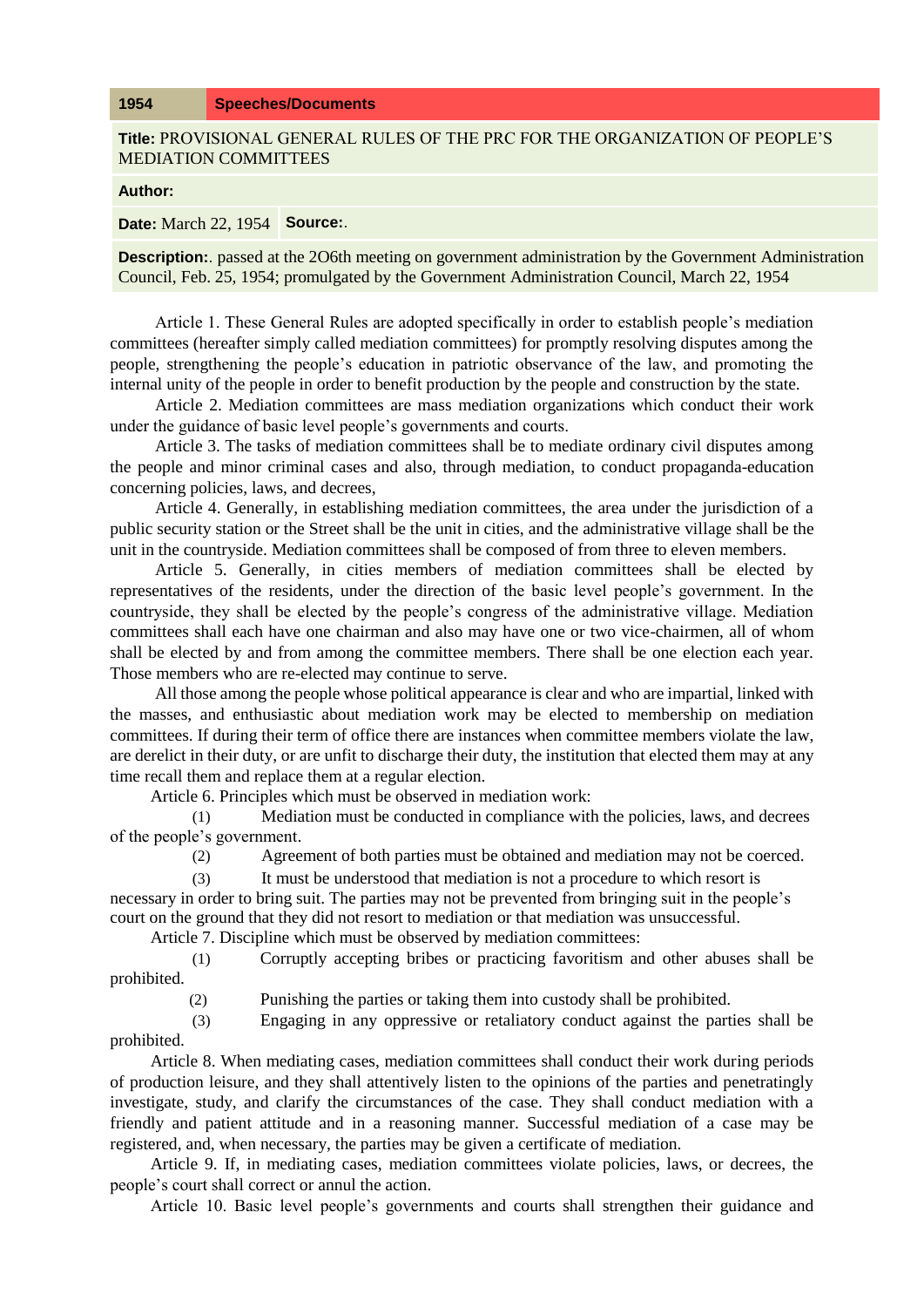| 1954 | Speeches/Documents |
|---|---|

**Title:** PROVISIONAL GENERAL RULES OF THE PRC FOR THE ORGANIZATION OF PEOPLE'S MEDIATION COMMITTEES

**Author:**

**Date:** March 22, 1954 **Source:**.

**Description:**. passed at the 2O6th meeting on government administration by the Government Administration Council, Feb. 25, 1954; promulgated by the Government Administration Council, March 22, 1954

Article 1. These General Rules are adopted specifically in order to establish people's mediation committees (hereafter simply called mediation committees) for promptly resolving disputes among the people, strengthening the people's education in patriotic observance of the law, and promoting the internal unity of the people in order to benefit production by the people and construction by the state.

Article 2. Mediation committees are mass mediation organizations which conduct their work under the guidance of basic level people's governments and courts.

Article 3. The tasks of mediation committees shall be to mediate ordinary civil disputes among the people and minor criminal cases and also, through mediation, to conduct propaganda-education concerning policies, laws, and decrees,

Article 4. Generally, in establishing mediation committees, the area under the jurisdiction of a public security station or the Street shall be the unit in cities, and the administrative village shall be the unit in the countryside. Mediation committees shall be composed of from three to eleven members.

Article 5. Generally, in cities members of mediation committees shall be elected by representatives of the residents, under the direction of the basic level people's government. In the countryside, they shall be elected by the people's congress of the administrative village. Mediation committees shall each have one chairman and also may have one or two vice-chairmen, all of whom shall be elected by and from among the committee members. There shall be one election each year. Those members who are re-elected may continue to serve.

All those among the people whose political appearance is clear and who are impartial, linked with the masses, and enthusiastic about mediation work may be elected to membership on mediation committees. If during their term of office there are instances when committee members violate the law, are derelict in their duty, or are unfit to discharge their duty, the institution that elected them may at any time recall them and replace them at a regular election.

Article 6. Principles which must be observed in mediation work:

(1) Mediation must be conducted in compliance with the policies, laws, and decrees of the people's government.

(2) Agreement of both parties must be obtained and mediation may not be coerced.

(3) It must be understood that mediation is not a procedure to which resort is necessary in order to bring suit. The parties may not be prevented from bringing suit in the people's court on the ground that they did not resort to mediation or that mediation was unsuccessful.

Article 7. Discipline which must be observed by mediation committees:

(1) Corruptly accepting bribes or practicing favoritism and other abuses shall be prohibited.

(2) Punishing the parties or taking them into custody shall be prohibited.

(3) Engaging in any oppressive or retaliatory conduct against the parties shall be prohibited.

Article 8. When mediating cases, mediation committees shall conduct their work during periods of production leisure, and they shall attentively listen to the opinions of the parties and penetratingly investigate, study, and clarify the circumstances of the case. They shall conduct mediation with a friendly and patient attitude and in a reasoning manner. Successful mediation of a case may be registered, and, when necessary, the parties may be given a certificate of mediation.

Article 9. If, in mediating cases, mediation committees violate policies, laws, or decrees, the people's court shall correct or annul the action.

Article 10. Basic level people's governments and courts shall strengthen their guidance and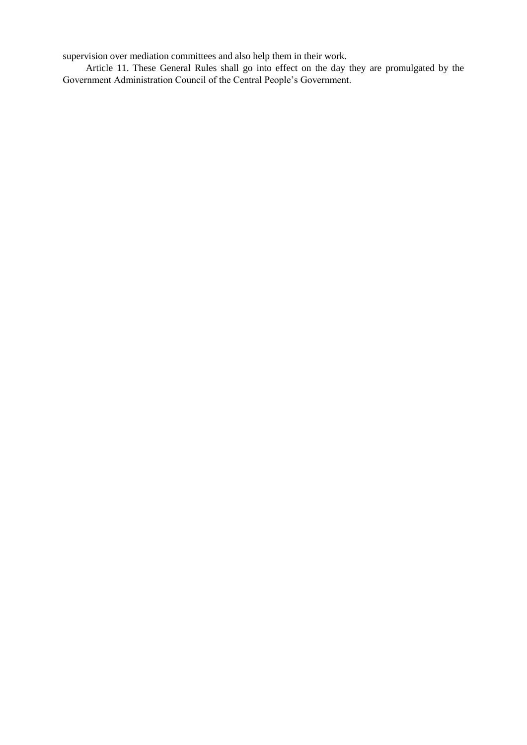supervision over mediation committees and also help them in their work.

Article 11. These General Rules shall go into effect on the day they are promulgated by the Government Administration Council of the Central People's Government.